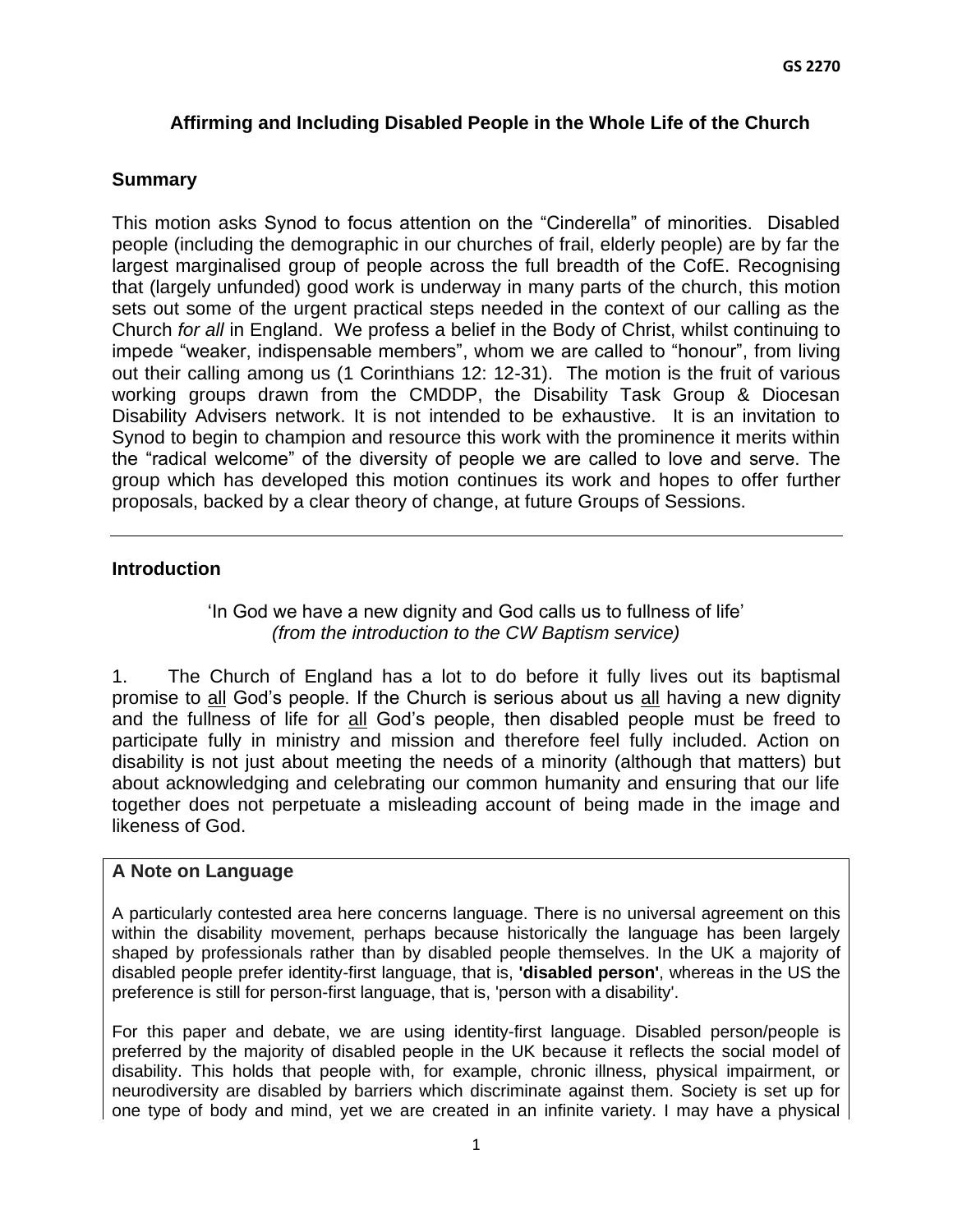GS 2270

# Affirming and Including Disabled People in the Whole Life of the Church

## Summary

This motion asks Synod to focus attention on the "Cinderella" of minorities. Disabled people (including the demographic in our churches of frail, elderly people) are by far the largest marginalised group of people across the full breadth of the CofE. Recognising that (largely unfunded) good work is underway in many parts of the church, this motion sets out some of the urgent practical steps needed in the context of our calling as the Church *for all* in England. We profess a belief in the Body of Christ, whilst continuing to impede "weaker, indispensable members", whom we are called to "honour", from living out their calling among us (1 Corinthians 12: 12-31). The motion is the fruit of various working groups drawn from the CMDDP, the Disability Task Group & Diocesan Disability Advisers network. It is not intended to be exhaustive. It is an invitation to Synod to begin to champion and resource this work with the prominence it merits within the "radical welcome" of the diversity of people we are called to love and serve. The group which has developed this motion continues its work and hopes to offer further proposals, backed by a clear theory of change, at future Groups of Sessions.

---

## Introduction

'In God we have a new dignity and God calls us to fullness of life'
*(from the introduction to the CW Baptism service)*

1. The Church of England has a lot to do before it fully lives out its baptismal promise to <u>all</u> God's people. If the Church is serious about us <u>all</u> having a new dignity and the fullness of life for <u>all</u> God's people, then disabled people must be freed to participate fully in ministry and mission and therefore feel fully included. Action on disability is not just about meeting the needs of a minority (although that matters) but about acknowledging and celebrating our common humanity and ensuring that our life together does not perpetuate a misleading account of being made in the image and likeness of God.

### A Note on Language

A particularly contested area here concerns language. There is no universal agreement on this within the disability movement, perhaps because historically the language has been largely shaped by professionals rather than by disabled people themselves. In the UK a majority of disabled people prefer identity-first language, that is, **'disabled person'**, whereas in the US the preference is still for person-first language, that is, 'person with a disability'.

For this paper and debate, we are using identity-first language. Disabled person/people is preferred by the majority of disabled people in the UK because it reflects the social model of disability. This holds that people with, for example, chronic illness, physical impairment, or neurodiversity are disabled by barriers which discriminate against them. Society is set up for one type of body and mind, yet we are created in an infinite variety. I may have a physical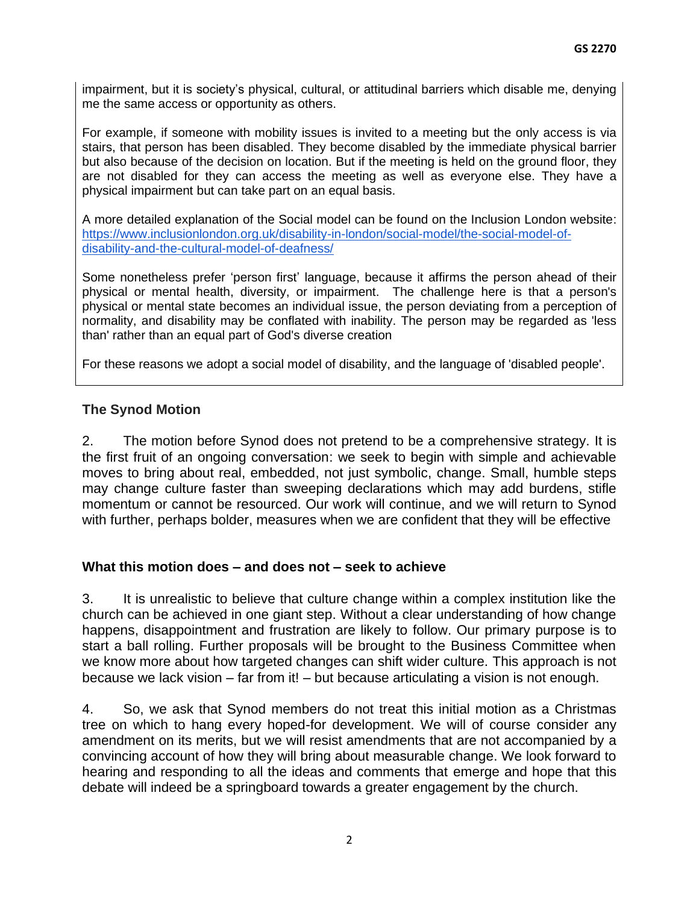impairment, but it is society's physical, cultural, or attitudinal barriers which disable me, denying me the same access or opportunity as others.

For example, if someone with mobility issues is invited to a meeting but the only access is via stairs, that person has been disabled. They become disabled by the immediate physical barrier but also because of the decision on location. But if the meeting is held on the ground floor, they are not disabled for they can access the meeting as well as everyone else. They have a physical impairment but can take part on an equal basis.

A more detailed explanation of the Social model can be found on the Inclusion London website: [https://www.inclusionlondon.org.uk/disability-in-london/social-model/the-social-model-of-disability-and-the-cultural-model-of-deafness/](https://www.inclusionlondon.org.uk/disability-in-london/social-model/the-social-model-of-disability-and-the-cultural-model-of-deafness/)

Some nonetheless prefer 'person first' language, because it affirms the person ahead of their physical or mental health, diversity, or impairment. The challenge here is that a person's physical or mental state becomes an individual issue, the person deviating from a perception of normality, and disability may be conflated with inability. The person may be regarded as 'less than' rather than an equal part of God's diverse creation

For these reasons we adopt a social model of disability, and the language of 'disabled people'.

## The Synod Motion

2. The motion before Synod does not pretend to be a comprehensive strategy. It is the first fruit of an ongoing conversation: we seek to begin with simple and achievable moves to bring about real, embedded, not just symbolic, change. Small, humble steps may change culture faster than sweeping declarations which may add burdens, stifle momentum or cannot be resourced. Our work will continue, and we will return to Synod with further, perhaps bolder, measures when we are confident that they will be effective

## What this motion does – and does not – seek to achieve

3. It is unrealistic to believe that culture change within a complex institution like the church can be achieved in one giant step. Without a clear understanding of how change happens, disappointment and frustration are likely to follow. Our primary purpose is to start a ball rolling. Further proposals will be brought to the Business Committee when we know more about how targeted changes can shift wider culture. This approach is not because we lack vision – far from it! – but because articulating a vision is not enough.

4. So, we ask that Synod members do not treat this initial motion as a Christmas tree on which to hang every hoped-for development. We will of course consider any amendment on its merits, but we will resist amendments that are not accompanied by a convincing account of how they will bring about measurable change. We look forward to hearing and responding to all the ideas and comments that emerge and hope that this debate will indeed be a springboard towards a greater engagement by the church.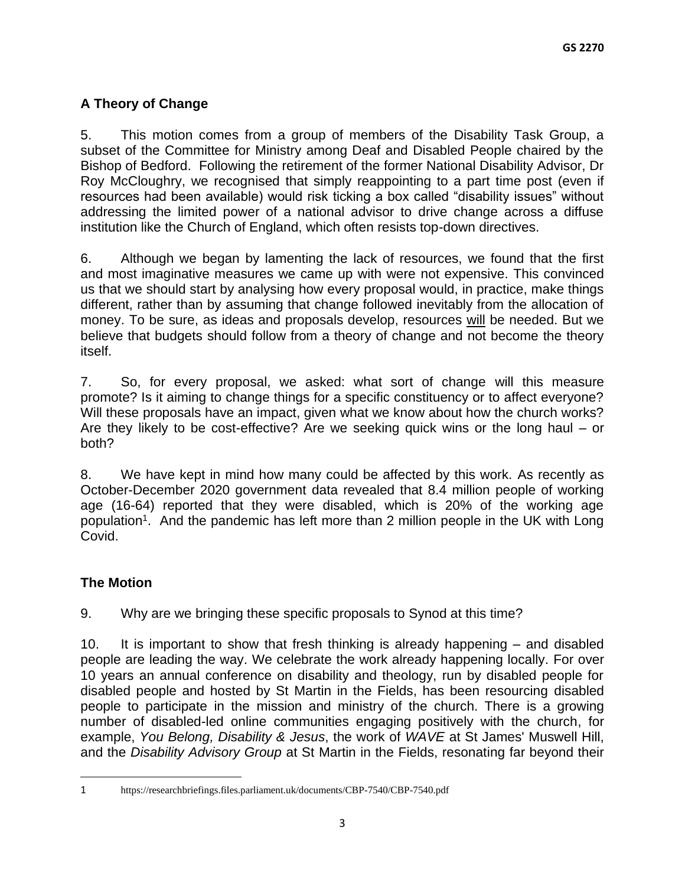## A Theory of Change

5. This motion comes from a group of members of the Disability Task Group, a subset of the Committee for Ministry among Deaf and Disabled People chaired by the Bishop of Bedford. Following the retirement of the former National Disability Advisor, Dr Roy McCloughry, we recognised that simply reappointing to a part time post (even if resources had been available) would risk ticking a box called "disability issues" without addressing the limited power of a national advisor to drive change across a diffuse institution like the Church of England, which often resists top-down directives.

6. Although we began by lamenting the lack of resources, we found that the first and most imaginative measures we came up with were not expensive. This convinced us that we should start by analysing how every proposal would, in practice, make things different, rather than by assuming that change followed inevitably from the allocation of money. To be sure, as ideas and proposals develop, resources <u>will</u> be needed. But we believe that budgets should follow from a theory of change and not become the theory itself.

7. So, for every proposal, we asked: what sort of change will this measure promote? Is it aiming to change things for a specific constituency or to affect everyone? Will these proposals have an impact, given what we know about how the church works? Are they likely to be cost-effective? Are we seeking quick wins or the long haul – or both?

8. We have kept in mind how many could be affected by this work. As recently as October-December 2020 government data revealed that 8.4 million people of working age (16-64) reported that they were disabled, which is 20% of the working age population[1]. And the pandemic has left more than 2 million people in the UK with Long Covid.

## The Motion

9. Why are we bringing these specific proposals to Synod at this time?

10. It is important to show that fresh thinking is already happening – and disabled people are leading the way. We celebrate the work already happening locally. For over 10 years an annual conference on disability and theology, run by disabled people for disabled people and hosted by St Martin in the Fields, has been resourcing disabled people to participate in the mission and ministry of the church. There is a growing number of disabled-led online communities engaging positively with the church, for example, *You Belong, Disability & Jesus*, the work of *WAVE* at St James' Muswell Hill, and the *Disability Advisory Group* at St Martin in the Fields, resonating far beyond their

---

1 https://researchbriefings.files.parliament.uk/documents/CBP-7540/CBP-7540.pdf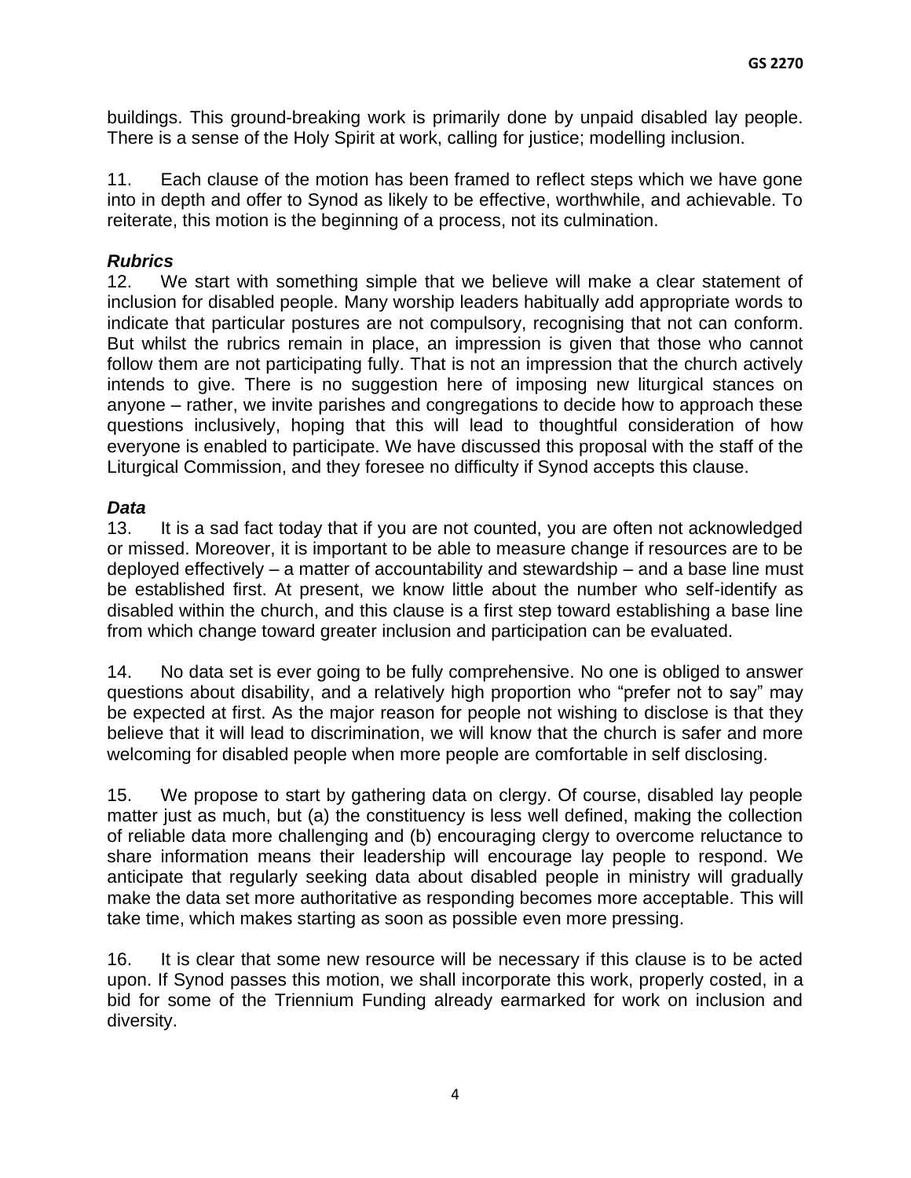buildings. This ground-breaking work is primarily done by unpaid disabled lay people. There is a sense of the Holy Spirit at work, calling for justice; modelling inclusion.

11. Each clause of the motion has been framed to reflect steps which we have gone into in depth and offer to Synod as likely to be effective, worthwhile, and achievable. To reiterate, this motion is the beginning of a process, not its culmination.

***Rubrics***

12. We start with something simple that we believe will make a clear statement of inclusion for disabled people. Many worship leaders habitually add appropriate words to indicate that particular postures are not compulsory, recognising that not can conform. But whilst the rubrics remain in place, an impression is given that those who cannot follow them are not participating fully. That is not an impression that the church actively intends to give. There is no suggestion here of imposing new liturgical stances on anyone – rather, we invite parishes and congregations to decide how to approach these questions inclusively, hoping that this will lead to thoughtful consideration of how everyone is enabled to participate. We have discussed this proposal with the staff of the Liturgical Commission, and they foresee no difficulty if Synod accepts this clause.

***Data***

13. It is a sad fact today that if you are not counted, you are often not acknowledged or missed. Moreover, it is important to be able to measure change if resources are to be deployed effectively – a matter of accountability and stewardship – and a base line must be established first. At present, we know little about the number who self-identify as disabled within the church, and this clause is a first step toward establishing a base line from which change toward greater inclusion and participation can be evaluated.

14. No data set is ever going to be fully comprehensive. No one is obliged to answer questions about disability, and a relatively high proportion who "prefer not to say" may be expected at first. As the major reason for people not wishing to disclose is that they believe that it will lead to discrimination, we will know that the church is safer and more welcoming for disabled people when more people are comfortable in self disclosing.

15. We propose to start by gathering data on clergy. Of course, disabled lay people matter just as much, but (a) the constituency is less well defined, making the collection of reliable data more challenging and (b) encouraging clergy to overcome reluctance to share information means their leadership will encourage lay people to respond. We anticipate that regularly seeking data about disabled people in ministry will gradually make the data set more authoritative as responding becomes more acceptable. This will take time, which makes starting as soon as possible even more pressing.

16. It is clear that some new resource will be necessary if this clause is to be acted upon. If Synod passes this motion, we shall incorporate this work, properly costed, in a bid for some of the Triennium Funding already earmarked for work on inclusion and diversity.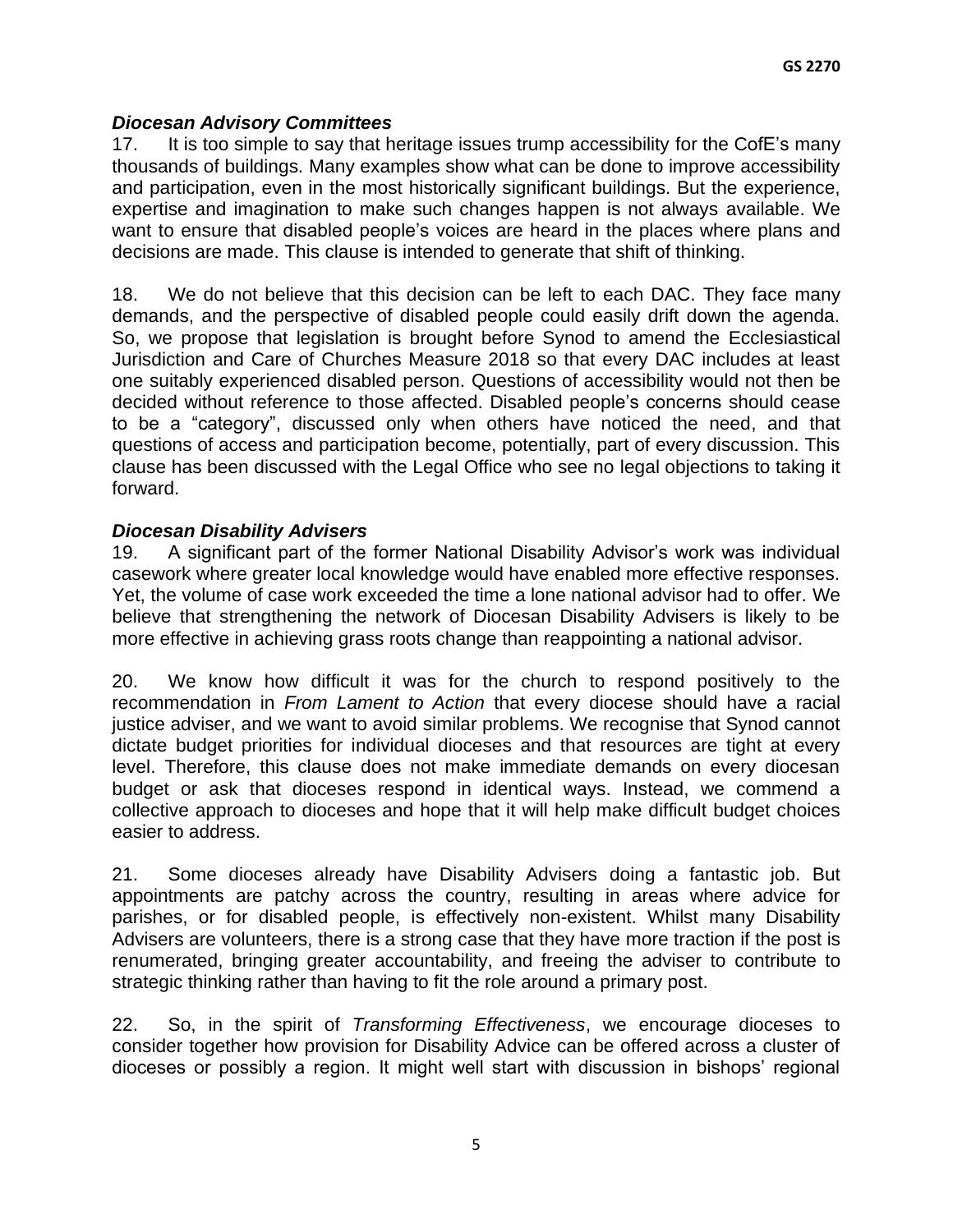### *Diocesan Advisory Committees*

17. It is too simple to say that heritage issues trump accessibility for the CofE's many thousands of buildings. Many examples show what can be done to improve accessibility and participation, even in the most historically significant buildings. But the experience, expertise and imagination to make such changes happen is not always available. We want to ensure that disabled people's voices are heard in the places where plans and decisions are made. This clause is intended to generate that shift of thinking.

18. We do not believe that this decision can be left to each DAC. They face many demands, and the perspective of disabled people could easily drift down the agenda. So, we propose that legislation is brought before Synod to amend the Ecclesiastical Jurisdiction and Care of Churches Measure 2018 so that every DAC includes at least one suitably experienced disabled person. Questions of accessibility would not then be decided without reference to those affected. Disabled people's concerns should cease to be a "category", discussed only when others have noticed the need, and that questions of access and participation become, potentially, part of every discussion. This clause has been discussed with the Legal Office who see no legal objections to taking it forward.

### *Diocesan Disability Advisers*

19. A significant part of the former National Disability Advisor's work was individual casework where greater local knowledge would have enabled more effective responses. Yet, the volume of case work exceeded the time a lone national advisor had to offer. We believe that strengthening the network of Diocesan Disability Advisers is likely to be more effective in achieving grass roots change than reappointing a national advisor.

20. We know how difficult it was for the church to respond positively to the recommendation in *From Lament to Action* that every diocese should have a racial justice adviser, and we want to avoid similar problems. We recognise that Synod cannot dictate budget priorities for individual dioceses and that resources are tight at every level. Therefore, this clause does not make immediate demands on every diocesan budget or ask that dioceses respond in identical ways. Instead, we commend a collective approach to dioceses and hope that it will help make difficult budget choices easier to address.

21. Some dioceses already have Disability Advisers doing a fantastic job. But appointments are patchy across the country, resulting in areas where advice for parishes, or for disabled people, is effectively non-existent. Whilst many Disability Advisers are volunteers, there is a strong case that they have more traction if the post is renumerated, bringing greater accountability, and freeing the adviser to contribute to strategic thinking rather than having to fit the role around a primary post.

22. So, in the spirit of *Transforming Effectiveness*, we encourage dioceses to consider together how provision for Disability Advice can be offered across a cluster of dioceses or possibly a region. It might well start with discussion in bishops' regional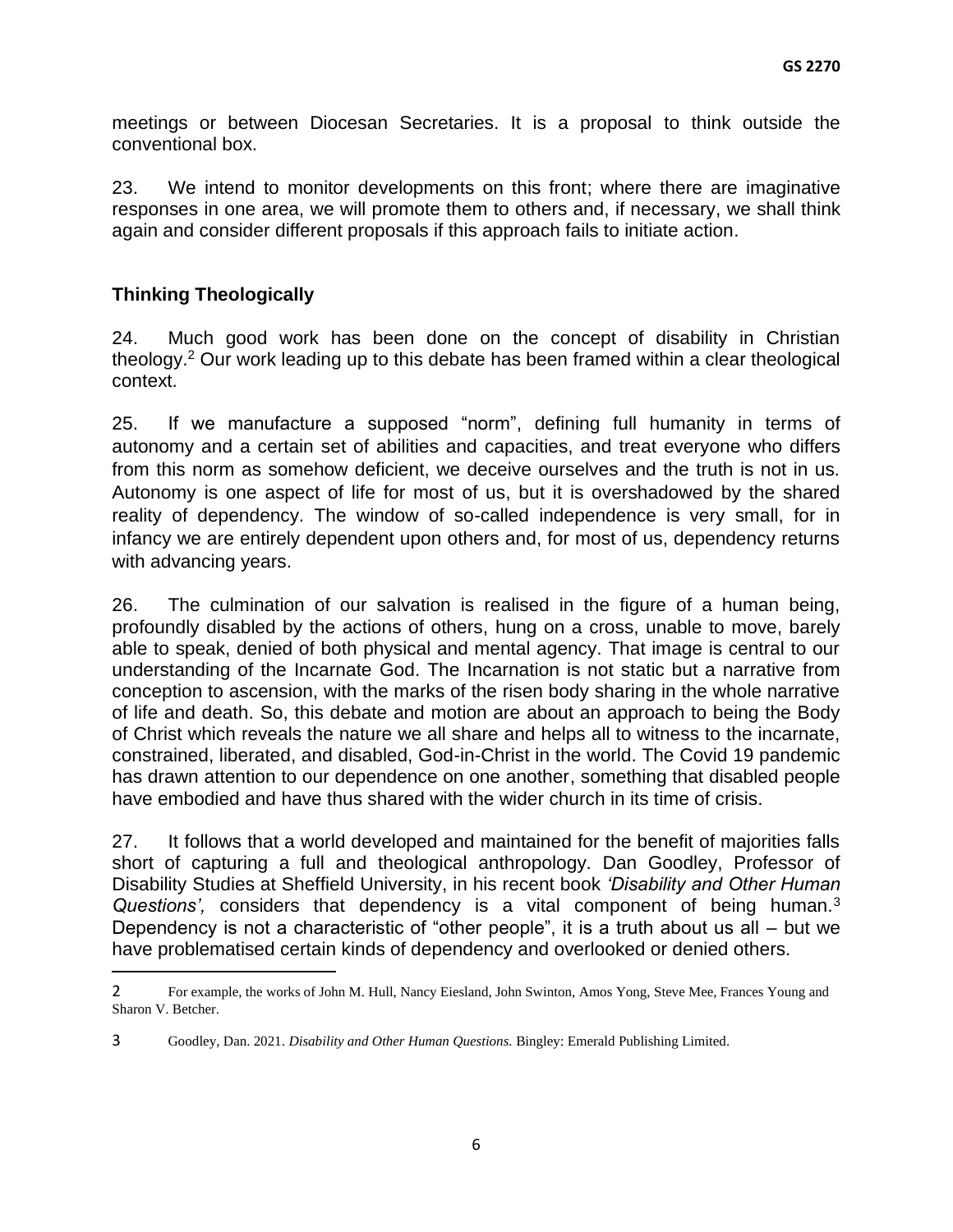meetings or between Diocesan Secretaries. It is a proposal to think outside the conventional box.

23. We intend to monitor developments on this front; where there are imaginative responses in one area, we will promote them to others and, if necessary, we shall think again and consider different proposals if this approach fails to initiate action.

## Thinking Theologically

24. Much good work has been done on the concept of disability in Christian theology.[2] Our work leading up to this debate has been framed within a clear theological context.

25. If we manufacture a supposed "norm", defining full humanity in terms of autonomy and a certain set of abilities and capacities, and treat everyone who differs from this norm as somehow deficient, we deceive ourselves and the truth is not in us. Autonomy is one aspect of life for most of us, but it is overshadowed by the shared reality of dependency. The window of so-called independence is very small, for in infancy we are entirely dependent upon others and, for most of us, dependency returns with advancing years.

26. The culmination of our salvation is realised in the figure of a human being, profoundly disabled by the actions of others, hung on a cross, unable to move, barely able to speak, denied of both physical and mental agency. That image is central to our understanding of the Incarnate God. The Incarnation is not static but a narrative from conception to ascension, with the marks of the risen body sharing in the whole narrative of life and death. So, this debate and motion are about an approach to being the Body of Christ which reveals the nature we all share and helps all to witness to the incarnate, constrained, liberated, and disabled, God-in-Christ in the world. The Covid 19 pandemic has drawn attention to our dependence on one another, something that disabled people have embodied and have thus shared with the wider church in its time of crisis.

27. It follows that a world developed and maintained for the benefit of majorities falls short of capturing a full and theological anthropology. Dan Goodley, Professor of Disability Studies at Sheffield University, in his recent book *'Disability and Other Human Questions',* considers that dependency is a vital component of being human.[3] Dependency is not a characteristic of "other people", it is a truth about us all – but we have problematised certain kinds of dependency and overlooked or denied others.

---

2 For example, the works of John M. Hull, Nancy Eiesland, John Swinton, Amos Yong, Steve Mee, Frances Young and Sharon V. Betcher.

3 Goodley, Dan. 2021. *Disability and Other Human Questions.* Bingley: Emerald Publishing Limited.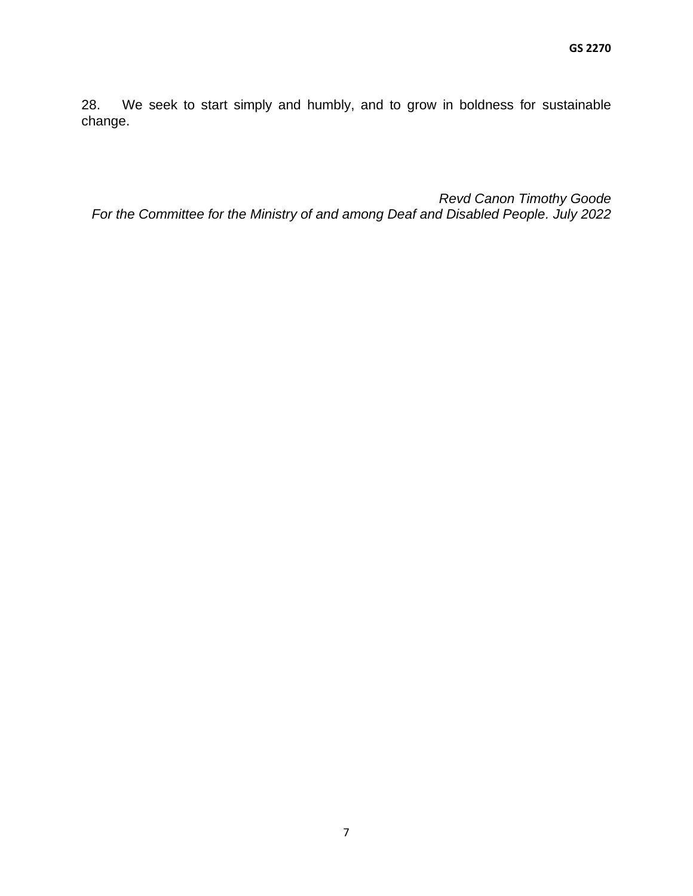28. We seek to start simply and humbly, and to grow in boldness for sustainable change.

*Revd Canon Timothy Goode*
*For the Committee for the Ministry of and among Deaf and Disabled People. July 2022*